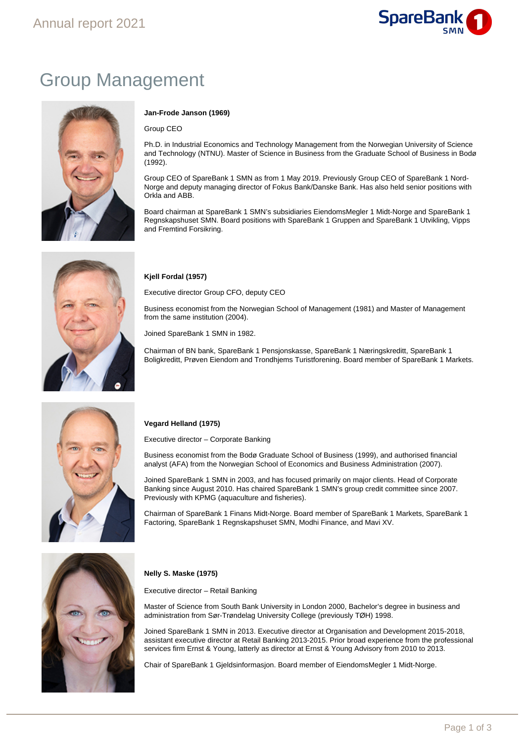# Group Management

**Jan-Frode Janson (1969)**

Group CEO

Ph.D. in Industrial Economics and Technology Management from the Norwegian University of Science and Technology (NTNU). Master of Science in Business from the Graduate School of Business in Bodø (1992).

Group CEO of SpareBank 1 SMN as from 1 May 2019. Previously Group CEO of SpareBank 1 Nord-Norge and deputy managing director of Fokus Bank/Danske Bank. Has also held senior positions with Orkla and ABB.

Board chairman at SpareBank 1 SMN's subsidiaries EiendomsMegler 1 Midt-Norge and SpareBank 1 Regnskapshuset SMN. Board positions with SpareBank 1 Gruppen and SpareBank 1 Utvikling, Vipps and Fremtind Forsikring.

**Kjell Fordal (1957)**

Executive director Group CFO, deputy CEO

Business economist from the Norwegian School of Management (1981) and Master of Management from the same institution (2004).

Joined SpareBank 1 SMN in 1982.

Chairman of BN bank, SpareBank 1 Pensjonskasse, SpareBank 1 Næringskreditt, SpareBank 1 Boligkreditt, Prøven Eiendom and Trondhjems Turistforening. Board member of SpareBank 1 Markets.

**Vegard Helland (1975)**

Executive director – Corporate Banking

Business economist from the Bodø Graduate School of Business (1999), and authorised financial analyst (AFA) from the Norwegian School of Economics and Business Administration (2007).

Joined SpareBank 1 SMN in 2003, and has focused primarily on major clients. Head of Corporate Banking since August 2010. Has chaired SpareBank 1 SMN's group credit committee since 2007. Previously with KPMG (aquaculture and fisheries).

Chairman of SpareBank 1 Finans Midt-Norge. Board member of SpareBank 1 Markets, SpareBank 1 Factoring, SpareBank 1 Regnskapshuset SMN, Modhi Finance, and Mavi XV.

**Nelly S. Maske (1975)**

Executive director – Retail Banking

Master of Science from South Bank University in London 2000, Bachelor's degree in business and administration from Sør-Trøndelag University College (previously TØH) 1998.

Joined SpareBank 1 SMN in 2013. Executive director at Organisation and Development 2015-2018, assistant executive director at Retail Banking 2013-2015. Prior broad experience from the professional services firm Ernst & Young, latterly as director at Ernst & Young Advisory from 2010 to 2013.

Chair of SpareBank 1 Gjeldsinformasjon. Board member of EiendomsMegler 1 Midt-Norge.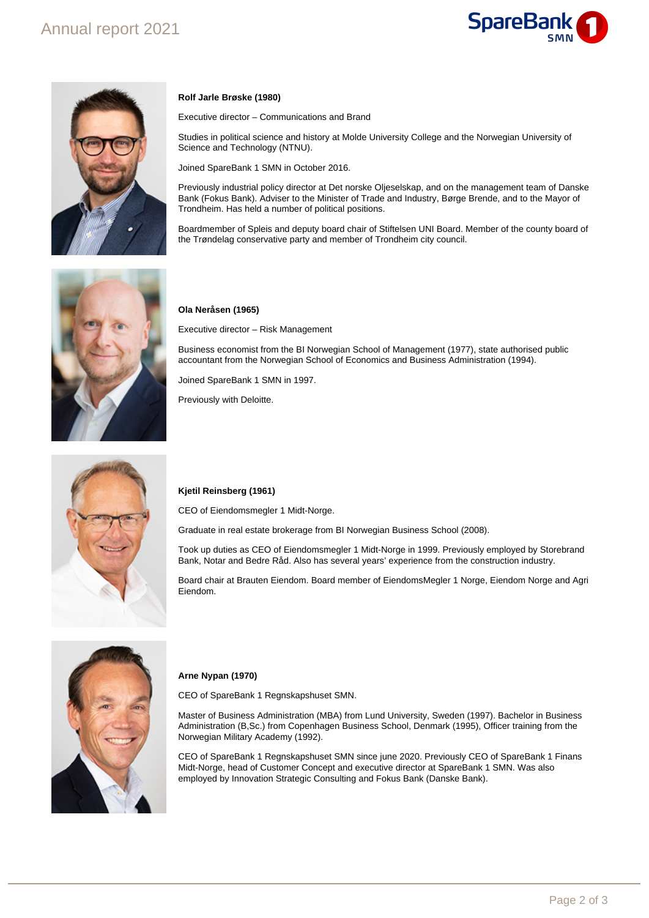**Rolf Jarle Brøske (1980)**

Executive director – Communications and Brand

Studies in political science and history at Molde University College and the Norwegian University of Science and Technology (NTNU).

Joined SpareBank 1 SMN in October 2016.

Previously industrial policy director at Det norske Oljeselskap, and on the management team of Danske Bank (Fokus Bank). Adviser to the Minister of Trade and Industry, Børge Brende, and to the Mayor of Trondheim. Has held a number of political positions.

Boardmember of Spleis and deputy board chair of Stiftelsen UNI Board. Member of the county board of the Trøndelag conservative party and member of Trondheim city council.

**Ola Neråsen (1965)**

Executive director – Risk Management

Business economist from the BI Norwegian School of Management (1977), state authorised public accountant from the Norwegian School of Economics and Business Administration (1994).

Joined SpareBank 1 SMN in 1997.

Previously with Deloitte.

**Kjetil Reinsberg (1961)**

CEO of Eiendomsmegler 1 Midt-Norge.

Graduate in real estate brokerage from BI Norwegian Business School (2008).

Took up duties as CEO of Eiendomsmegler 1 Midt-Norge in 1999. Previously employed by Storebrand Bank, Notar and Bedre Råd. Also has several years' experience from the construction industry.

Board chair at Brauten Eiendom. Board member of EiendomsMegler 1 Norge, Eiendom Norge and Agri Eiendom.

**Arne Nypan (1970)**

CEO of SpareBank 1 Regnskapshuset SMN.

Master of Business Administration (MBA) from Lund University, Sweden (1997). Bachelor in Business Administration (B,Sc.) from Copenhagen Business School, Denmark (1995), Officer training from the Norwegian Military Academy (1992).

CEO of SpareBank 1 Regnskapshuset SMN since june 2020. Previously CEO of SpareBank 1 Finans Midt-Norge, head of Customer Concept and executive director at SpareBank 1 SMN. Was also employed by Innovation Strategic Consulting and Fokus Bank (Danske Bank).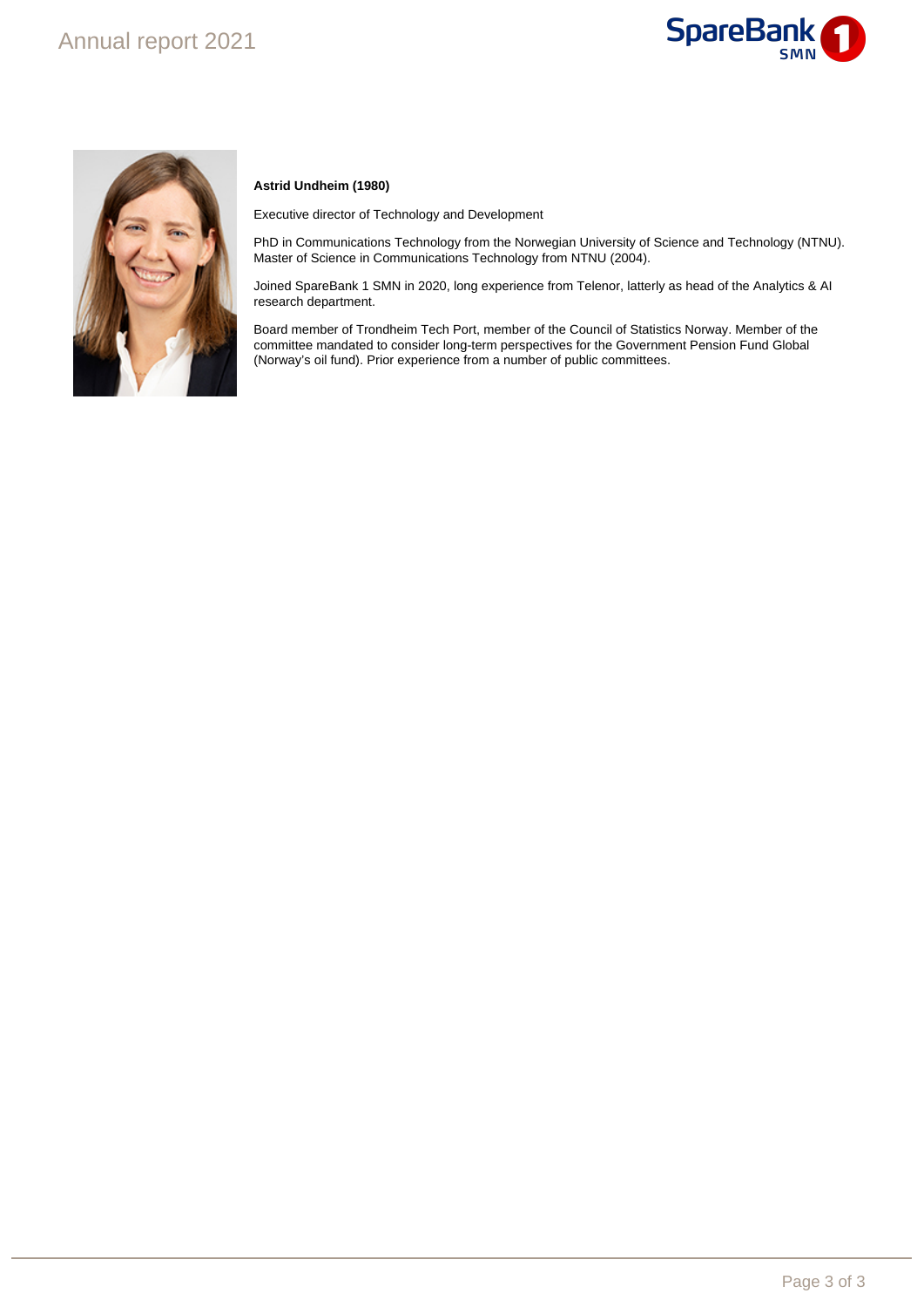**Astrid Undheim (1980)**

Executive director of Technology and Development

PhD in Communications Technology from the Norwegian University of Science and Technology (NTNU). Master of Science in Communications Technology from NTNU (2004).

Joined SpareBank 1 SMN in 2020, long experience from Telenor, latterly as head of the Analytics & AI research department.

Board member of Trondheim Tech Port, member of the Council of Statistics Norway. Member of the committee mandated to consider long-term perspectives for the Government Pension Fund Global (Norway's oil fund). Prior experience from a number of public committees.